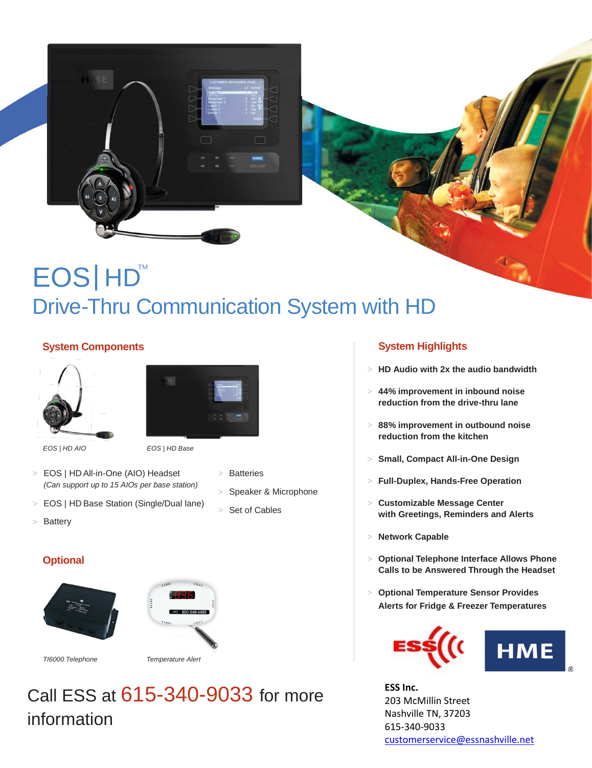# EOS | HD™

## Drive-Thru Communication System with HD

### System Components

*EOS | HD AIO*

*EOS | HD Base*

- EOS | HD All-in-One (AIO) Headset *(Can support up to 15 AIOs per base station)*
- EOS | HD Base Station (Single/Dual lane)
- Battery
- Batteries
- Speaker & Microphone
- Set of Cables

### Optional

*TI6000 Telephone*

*Temperature Alert*

Call ESS at 615-340-9033 for more information

### System Highlights

- **HD Audio with 2x the audio bandwidth**
- **44% improvement in inbound noise reduction from the drive-thru lane**
- **88% improvement in outbound noise reduction from the kitchen**
- **Small, Compact All-in-One Design**
- **Full-Duplex, Hands-Free Operation**
- **Customizable Message Center with Greetings, Reminders and Alerts**
- **Network Capable**
- **Optional Telephone Interface Allows Phone Calls to be Answered Through the Headset**
- **Optional Temperature Sensor Provides Alerts for Fridge & Freezer Temperatures**

**ESS Inc.**
203 McMillin Street
Nashville TN, 37203
615-340-9033
customerservice@essnashville.net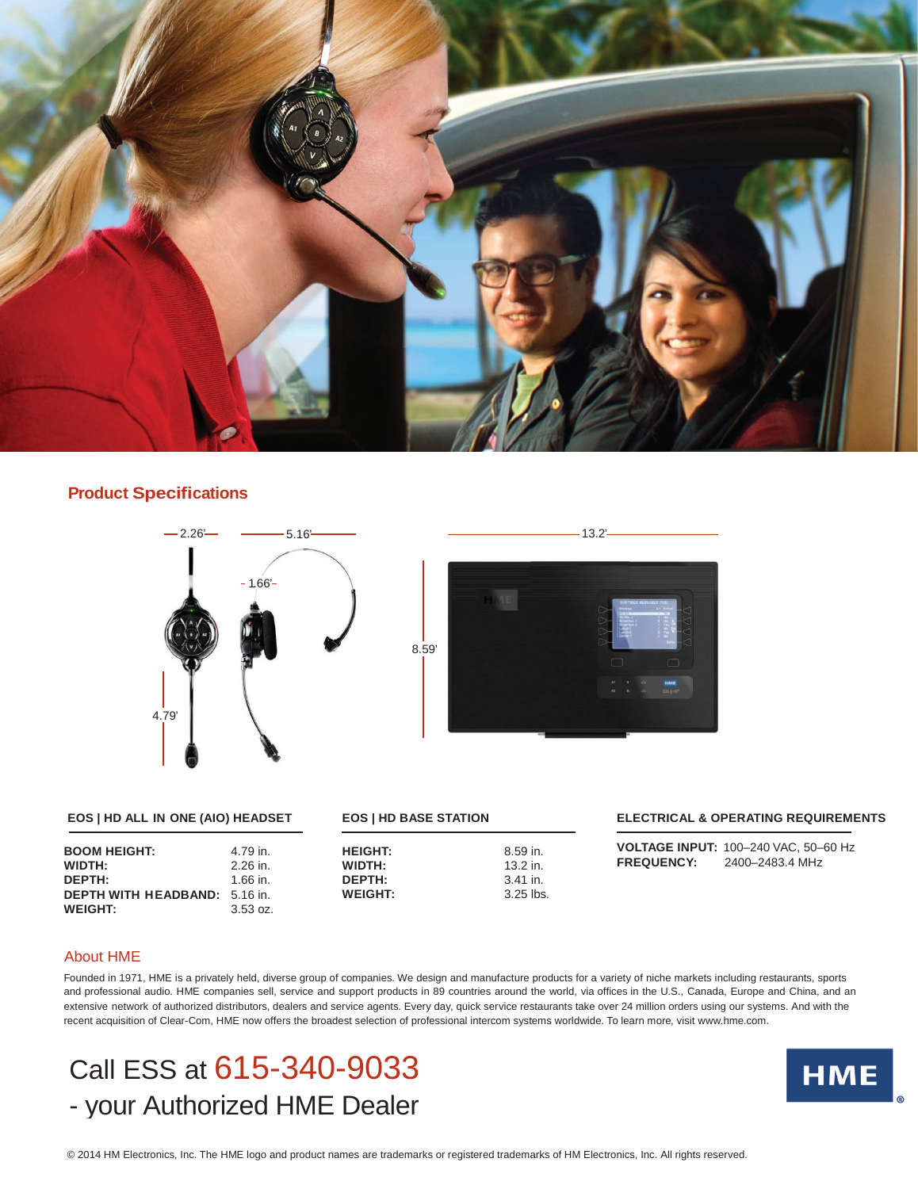## Product Specifications

2.26'
5.16'
1.66'
4.79'
13.2'
8.59'

### EOS | HD ALL IN ONE (AIO) HEADSET

| | |
|---|---|
| **BOOM HEIGHT:** | 4.79 in. |
| **WIDTH:** | 2.26 in. |
| **DEPTH:** | 1.66 in. |
| **DEPTH WITH HEADBAND:** | 5.16 in. |
| **WEIGHT:** | 3.53 oz. |

### EOS | HD BASE STATION

| | |
|---|---|
| **HEIGHT:** | 8.59 in. |
| **WIDTH:** | 13.2 in. |
| **DEPTH:** | 3.41 in. |
| **WEIGHT:** | 3.25 lbs. |

### ELECTRICAL & OPERATING REQUIREMENTS

| | |
|---|---|
| **VOLTAGE INPUT:** | 100–240 VAC, 50–60 Hz |
| **FREQUENCY:** | 2400–2483.4 MHz |

## About HME

Founded in 1971, HME is a privately held, diverse group of companies. We design and manufacture products for a variety of niche markets including restaurants, sports and professional audio. HME companies sell, service and support products in 89 countries around the world, via offices in the U.S., Canada, Europe and China, and an extensive network of authorized distributors, dealers and service agents. Every day, quick service restaurants take over 24 million orders using our systems. And with the recent acquisition of Clear-Com, HME now offers the broadest selection of professional intercom systems worldwide. To learn more, visit www.hme.com.

# Call ESS at 615-340-9033
# - your Authorized HME Dealer

HME®

© 2014 HM Electronics, Inc. The HME logo and product names are trademarks or registered trademarks of HM Electronics, Inc. All rights reserved.